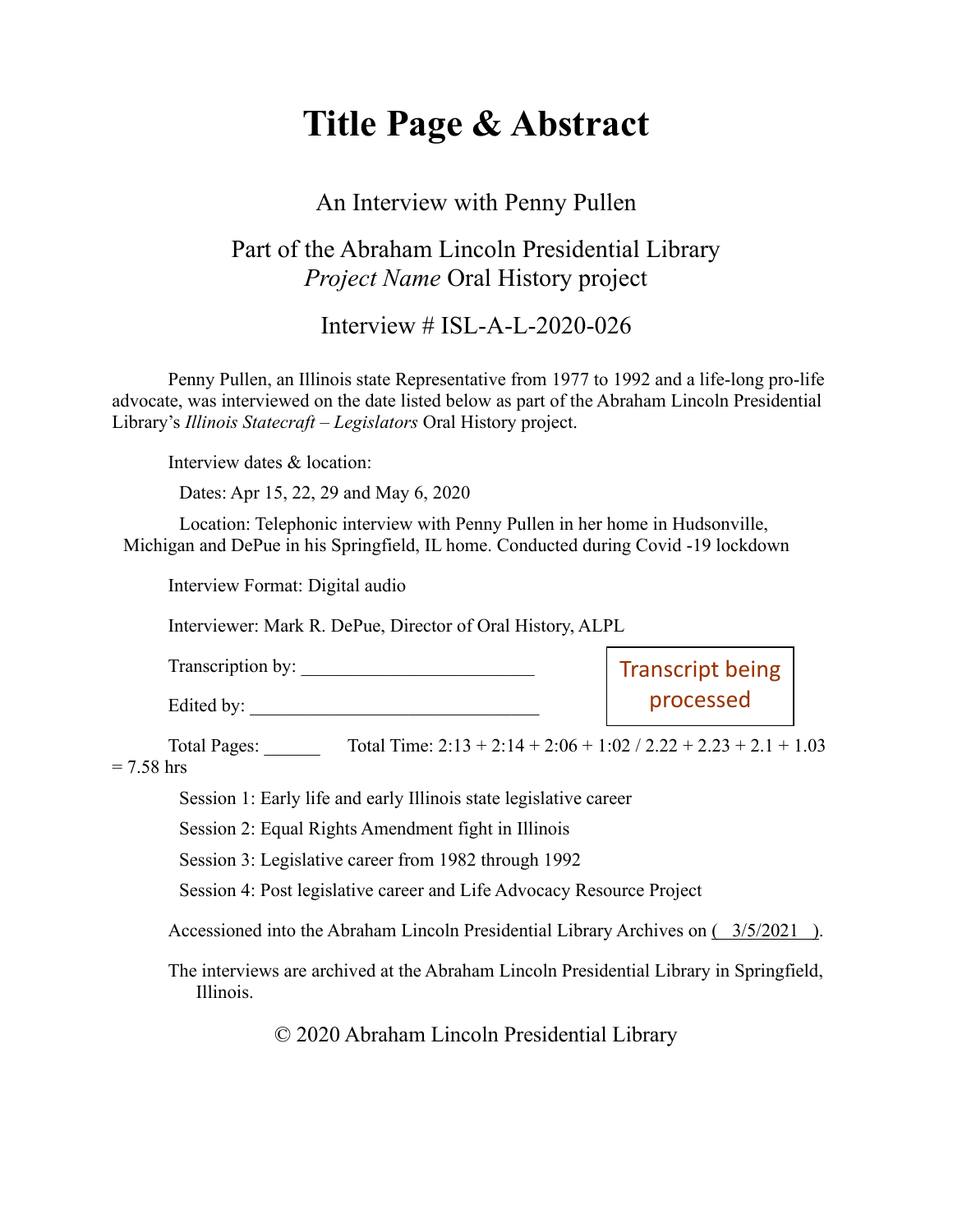# Title Page & Abstract

An Interview with Penny Pullen

Part of the Abraham Lincoln Presidential Library
*Project Name* Oral History project

Interview # ISL-A-L-2020-026

Penny Pullen, an Illinois state Representative from 1977 to 1992 and a life-long pro-life advocate, was interviewed on the date listed below as part of the Abraham Lincoln Presidential Library's *Illinois Statecraft – Legislators* Oral History project.

Interview dates & location:

Dates: Apr 15, 22, 29 and May 6, 2020

Location: Telephonic interview with Penny Pullen in her home in Hudsonville, Michigan and DePue in his Springfield, IL home. Conducted during Covid -19 lockdown

Interview Format: Digital audio

Interviewer: Mark R. DePue, Director of Oral History, ALPL

Transcription by: ________________________

Edited by: ______________________________

Transcript being processed

Total Pages: ______ Total Time: 2:13 + 2:14 + 2:06 + 1:02 / 2.22 + 2.23 + 2.1 + 1.03 = 7.58 hrs

Session 1: Early life and early Illinois state legislative career

Session 2: Equal Rights Amendment fight in Illinois

Session 3: Legislative career from 1982 through 1992

Session 4: Post legislative career and Life Advocacy Resource Project

Accessioned into the Abraham Lincoln Presidential Library Archives on ( 3/5/2021 ).

The interviews are archived at the Abraham Lincoln Presidential Library in Springfield, Illinois.

© 2020 Abraham Lincoln Presidential Library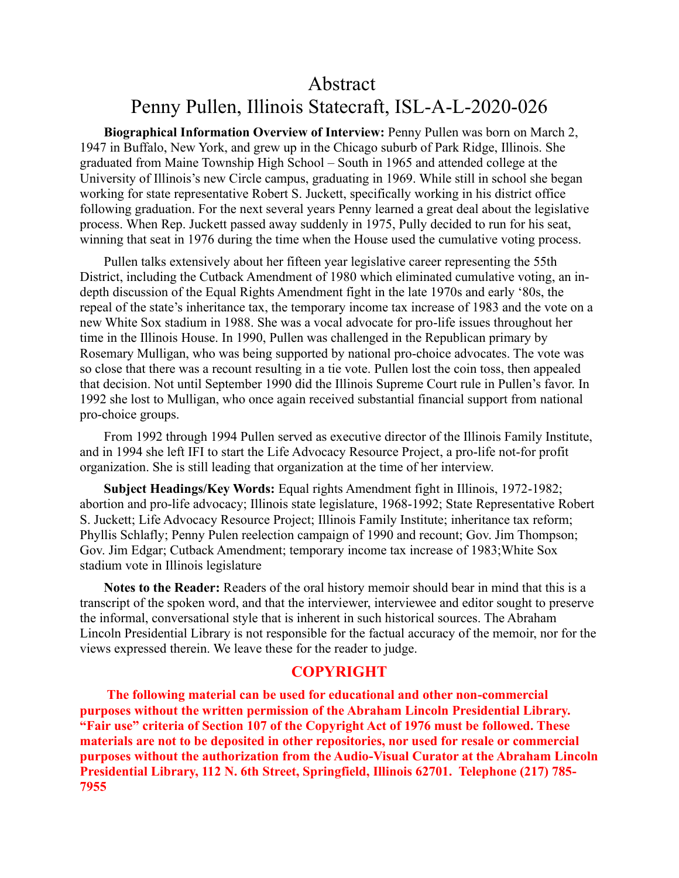# Abstract

## Penny Pullen, Illinois Statecraft, ISL-A-L-2020-026

**Biographical Information Overview of Interview:** Penny Pullen was born on March 2, 1947 in Buffalo, New York, and grew up in the Chicago suburb of Park Ridge, Illinois. She graduated from Maine Township High School – South in 1965 and attended college at the University of Illinois's new Circle campus, graduating in 1969. While still in school she began working for state representative Robert S. Juckett, specifically working in his district office following graduation. For the next several years Penny learned a great deal about the legislative process. When Rep. Juckett passed away suddenly in 1975, Pully decided to run for his seat, winning that seat in 1976 during the time when the House used the cumulative voting process.

Pullen talks extensively about her fifteen year legislative career representing the 55th District, including the Cutback Amendment of 1980 which eliminated cumulative voting, an in-depth discussion of the Equal Rights Amendment fight in the late 1970s and early '80s, the repeal of the state's inheritance tax, the temporary income tax increase of 1983 and the vote on a new White Sox stadium in 1988. She was a vocal advocate for pro-life issues throughout her time in the Illinois House. In 1990, Pullen was challenged in the Republican primary by Rosemary Mulligan, who was being supported by national pro-choice advocates. The vote was so close that there was a recount resulting in a tie vote. Pullen lost the coin toss, then appealed that decision. Not until September 1990 did the Illinois Supreme Court rule in Pullen's favor. In 1992 she lost to Mulligan, who once again received substantial financial support from national pro-choice groups.

From 1992 through 1994 Pullen served as executive director of the Illinois Family Institute, and in 1994 she left IFI to start the Life Advocacy Resource Project, a pro-life not-for profit organization. She is still leading that organization at the time of her interview.

**Subject Headings/Key Words:** Equal rights Amendment fight in Illinois, 1972-1982; abortion and pro-life advocacy; Illinois state legislature, 1968-1992; State Representative Robert S. Juckett; Life Advocacy Resource Project; Illinois Family Institute; inheritance tax reform; Phyllis Schlafly; Penny Pulen reelection campaign of 1990 and recount; Gov. Jim Thompson; Gov. Jim Edgar; Cutback Amendment; temporary income tax increase of 1983;White Sox stadium vote in Illinois legislature

**Notes to the Reader:** Readers of the oral history memoir should bear in mind that this is a transcript of the spoken word, and that the interviewer, interviewee and editor sought to preserve the informal, conversational style that is inherent in such historical sources. The Abraham Lincoln Presidential Library is not responsible for the factual accuracy of the memoir, nor for the views expressed therein. We leave these for the reader to judge.

## COPYRIGHT

**The following material can be used for educational and other non-commercial purposes without the written permission of the Abraham Lincoln Presidential Library. "Fair use" criteria of Section 107 of the Copyright Act of 1976 must be followed. These materials are not to be deposited in other repositories, nor used for resale or commercial purposes without the authorization from the Audio-Visual Curator at the Abraham Lincoln Presidential Library, 112 N. 6th Street, Springfield, Illinois 62701. Telephone (217) 785-7955**